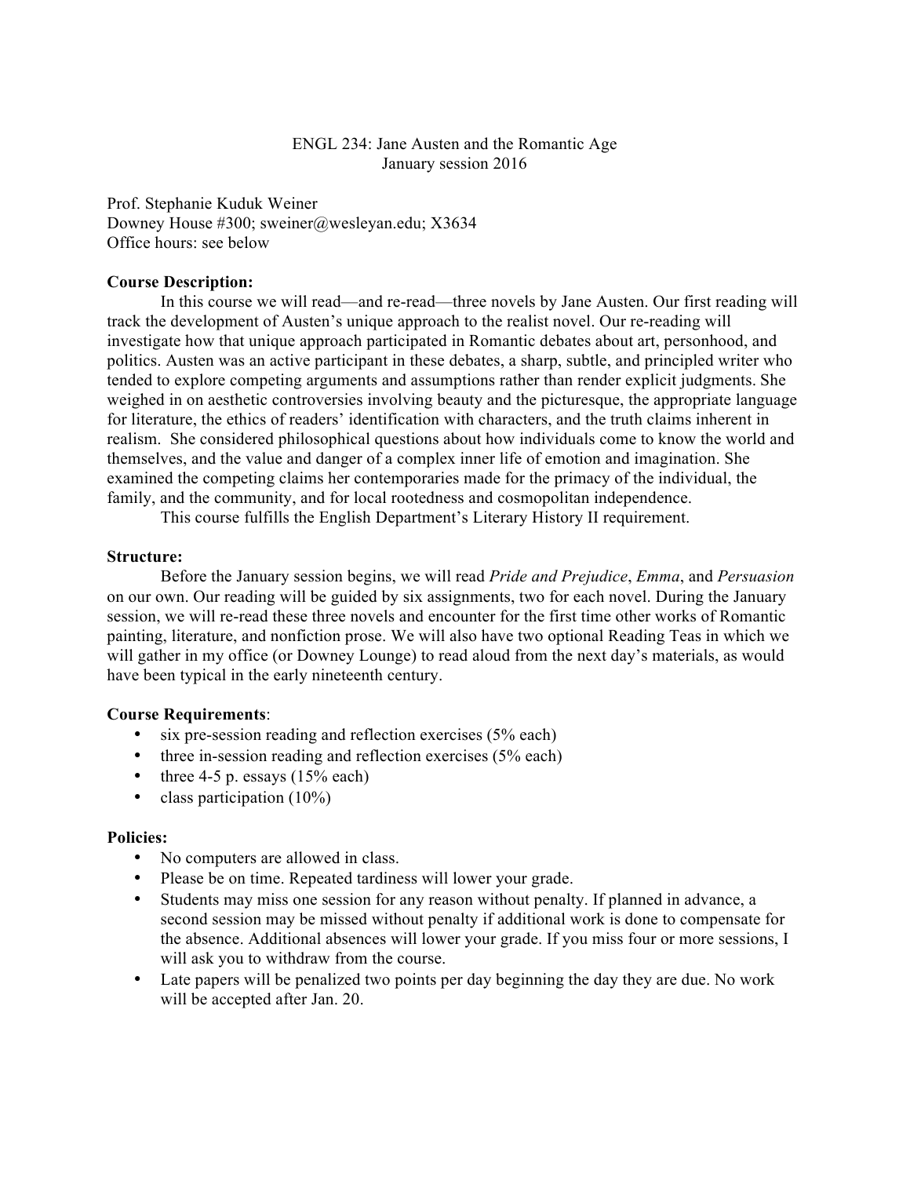ENGL 234: Jane Austen and the Romantic Age
January session 2016

Prof. Stephanie Kuduk Weiner
Downey House #300; sweiner@wesleyan.edu; X3634
Office hours: see below

**Course Description:**

In this course we will read—and re-read—three novels by Jane Austen. Our first reading will track the development of Austen's unique approach to the realist novel. Our re-reading will investigate how that unique approach participated in Romantic debates about art, personhood, and politics. Austen was an active participant in these debates, a sharp, subtle, and principled writer who tended to explore competing arguments and assumptions rather than render explicit judgments. She weighed in on aesthetic controversies involving beauty and the picturesque, the appropriate language for literature, the ethics of readers' identification with characters, and the truth claims inherent in realism. She considered philosophical questions about how individuals come to know the world and themselves, and the value and danger of a complex inner life of emotion and imagination. She examined the competing claims her contemporaries made for the primacy of the individual, the family, and the community, and for local rootedness and cosmopolitan independence.

This course fulfills the English Department's Literary History II requirement.

**Structure:**

Before the January session begins, we will read *Pride and Prejudice*, *Emma*, and *Persuasion* on our own. Our reading will be guided by six assignments, two for each novel. During the January session, we will re-read these three novels and encounter for the first time other works of Romantic painting, literature, and nonfiction prose. We will also have two optional Reading Teas in which we will gather in my office (or Downey Lounge) to read aloud from the next day's materials, as would have been typical in the early nineteenth century.

**Course Requirements**:

- six pre-session reading and reflection exercises (5% each)
- three in-session reading and reflection exercises (5% each)
- three 4-5 p. essays (15% each)
- class participation (10%)

**Policies:**

- No computers are allowed in class.
- Please be on time. Repeated tardiness will lower your grade.
- Students may miss one session for any reason without penalty. If planned in advance, a second session may be missed without penalty if additional work is done to compensate for the absence. Additional absences will lower your grade. If you miss four or more sessions, I will ask you to withdraw from the course.
- Late papers will be penalized two points per day beginning the day they are due. No work will be accepted after Jan. 20.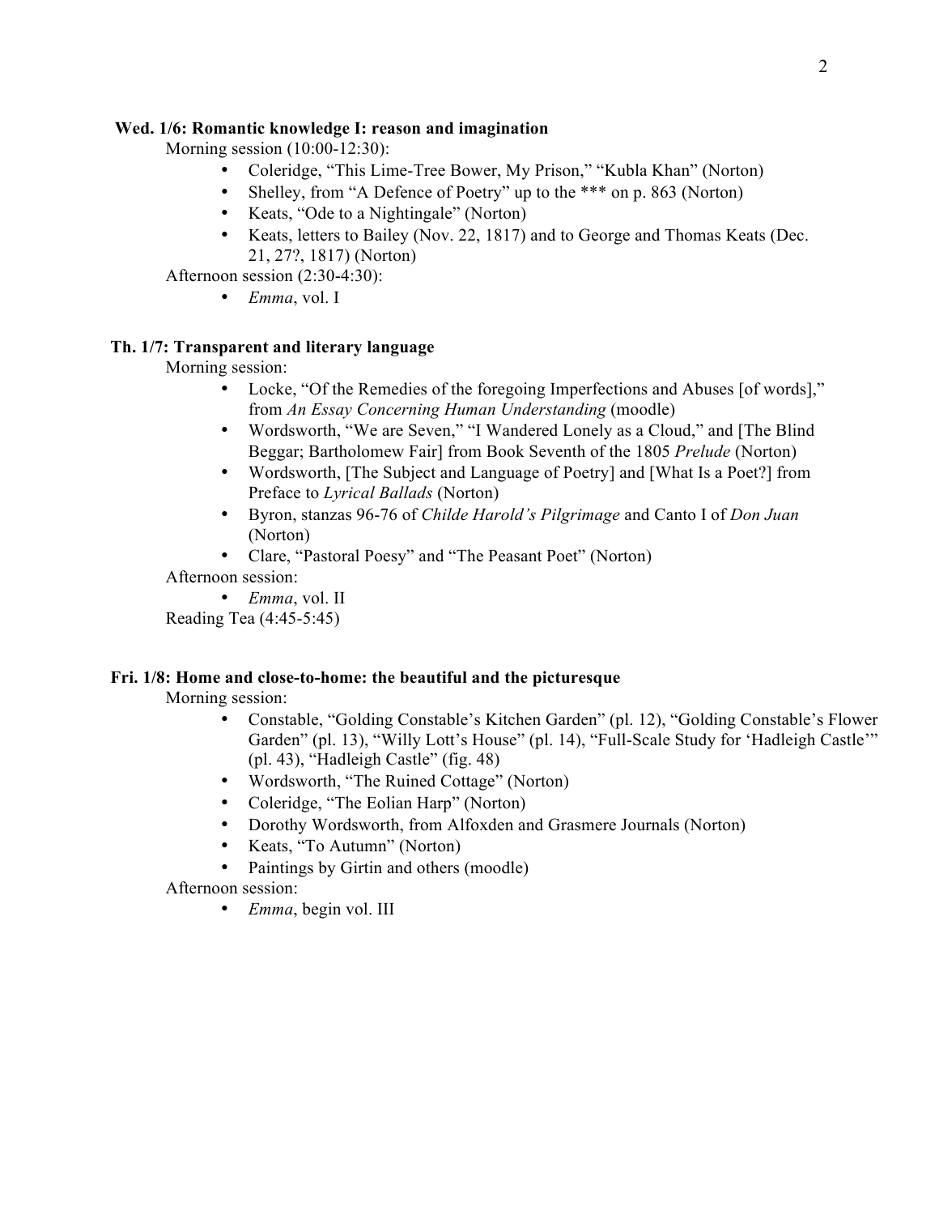**Wed. 1/6: Romantic knowledge I: reason and imagination**

Morning session (10:00-12:30):

- Coleridge, "This Lime-Tree Bower, My Prison," "Kubla Khan" (Norton)
- Shelley, from "A Defence of Poetry" up to the *** on p. 863 (Norton)
- Keats, "Ode to a Nightingale" (Norton)
- Keats, letters to Bailey (Nov. 22, 1817) and to George and Thomas Keats (Dec. 21, 27?, 1817) (Norton)

Afternoon session (2:30-4:30):

- *Emma*, vol. I

**Th. 1/7: Transparent and literary language**

Morning session:

- Locke, "Of the Remedies of the foregoing Imperfections and Abuses [of words]," from *An Essay Concerning Human Understanding* (moodle)
- Wordsworth, "We are Seven," "I Wandered Lonely as a Cloud," and [The Blind Beggar; Bartholomew Fair] from Book Seventh of the 1805 *Prelude* (Norton)
- Wordsworth, [The Subject and Language of Poetry] and [What Is a Poet?] from Preface to *Lyrical Ballads* (Norton)
- Byron, stanzas 96-76 of *Childe Harold's Pilgrimage* and Canto I of *Don Juan* (Norton)
- Clare, "Pastoral Poesy" and "The Peasant Poet" (Norton)

Afternoon session:

- *Emma*, vol. II

Reading Tea (4:45-5:45)

**Fri. 1/8: Home and close-to-home: the beautiful and the picturesque**

Morning session:

- Constable, "Golding Constable's Kitchen Garden" (pl. 12), "Golding Constable's Flower Garden" (pl. 13), "Willy Lott's House" (pl. 14), "Full-Scale Study for 'Hadleigh Castle'" (pl. 43), "Hadleigh Castle" (fig. 48)
- Wordsworth, "The Ruined Cottage" (Norton)
- Coleridge, "The Eolian Harp" (Norton)
- Dorothy Wordsworth, from Alfoxden and Grasmere Journals (Norton)
- Keats, "To Autumn" (Norton)
- Paintings by Girtin and others (moodle)

Afternoon session:

- *Emma*, begin vol. III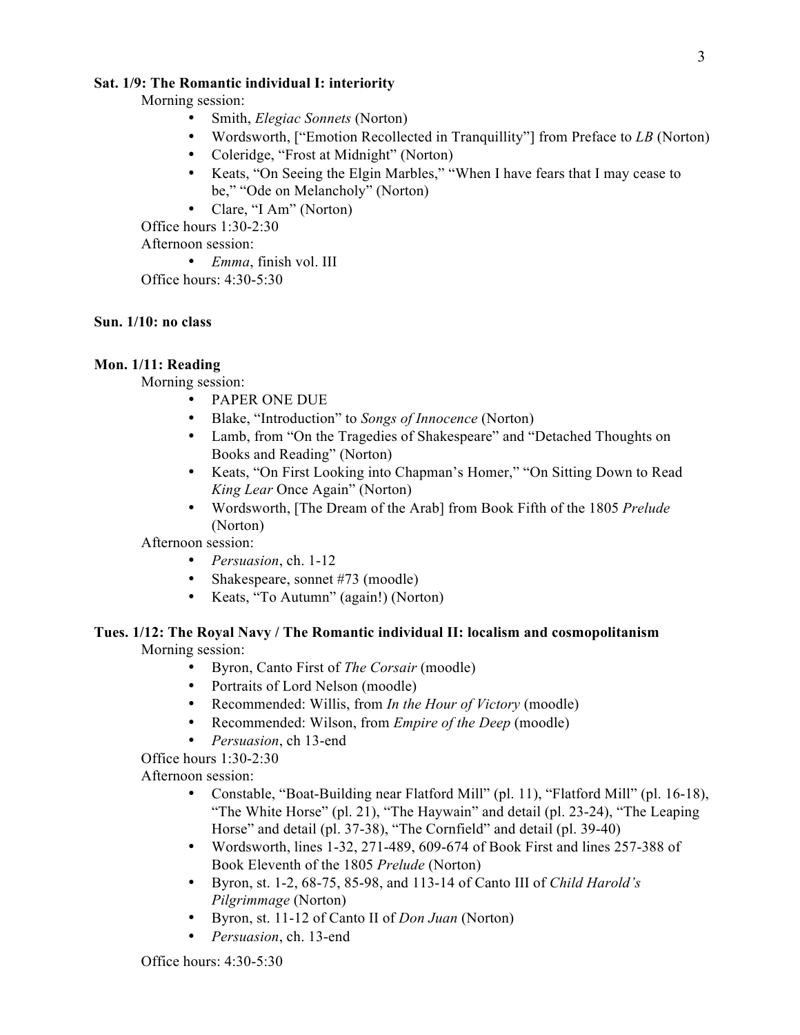**Sat. 1/9: The Romantic individual I: interiority**

Morning session:

- Smith, *Elegiac Sonnets* (Norton)
- Wordsworth, ["Emotion Recollected in Tranquillity"] from Preface to *LB* (Norton)
- Coleridge, "Frost at Midnight" (Norton)
- Keats, "On Seeing the Elgin Marbles," "When I have fears that I may cease to be," "Ode on Melancholy" (Norton)
- Clare, "I Am" (Norton)

Office hours 1:30-2:30

Afternoon session:

- *Emma*, finish vol. III

Office hours: 4:30-5:30

**Sun. 1/10: no class**

**Mon. 1/11: Reading**

Morning session:

- PAPER ONE DUE
- Blake, "Introduction" to *Songs of Innocence* (Norton)
- Lamb, from "On the Tragedies of Shakespeare" and "Detached Thoughts on Books and Reading" (Norton)
- Keats, "On First Looking into Chapman's Homer," "On Sitting Down to Read *King Lear* Once Again" (Norton)
- Wordsworth, [The Dream of the Arab] from Book Fifth of the 1805 *Prelude* (Norton)

Afternoon session:

- *Persuasion*, ch. 1-12
- Shakespeare, sonnet #73 (moodle)
- Keats, "To Autumn" (again!) (Norton)

**Tues. 1/12: The Royal Navy / The Romantic individual II: localism and cosmopolitanism**

Morning session:

- Byron, Canto First of *The Corsair* (moodle)
- Portraits of Lord Nelson (moodle)
- Recommended: Willis, from *In the Hour of Victory* (moodle)
- Recommended: Wilson, from *Empire of the Deep* (moodle)
- *Persuasion*, ch 13-end

Office hours 1:30-2:30

Afternoon session:

- Constable, "Boat-Building near Flatford Mill" (pl. 11), "Flatford Mill" (pl. 16-18), "The White Horse" (pl. 21), "The Haywain" and detail (pl. 23-24), "The Leaping Horse" and detail (pl. 37-38), "The Cornfield" and detail (pl. 39-40)
- Wordsworth, lines 1-32, 271-489, 609-674 of Book First and lines 257-388 of Book Eleventh of the 1805 *Prelude* (Norton)
- Byron, st. 1-2, 68-75, 85-98, and 113-14 of Canto III of *Child Harold's Pilgrimmage* (Norton)
- Byron, st. 11-12 of Canto II of *Don Juan* (Norton)
- *Persuasion*, ch. 13-end

Office hours: 4:30-5:30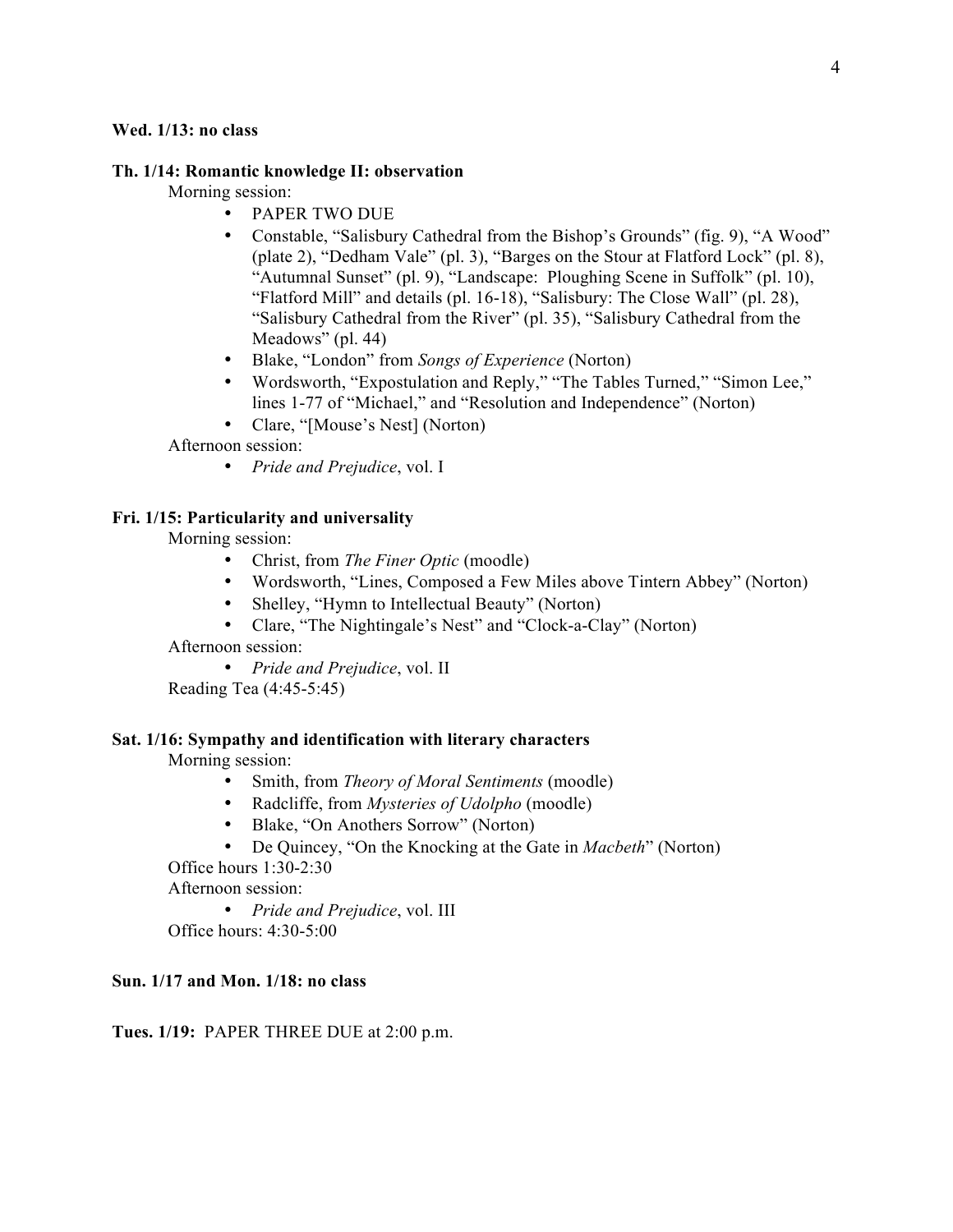**Wed. 1/13: no class**

**Th. 1/14: Romantic knowledge II: observation**

Morning session:

- PAPER TWO DUE
- Constable, "Salisbury Cathedral from the Bishop's Grounds" (fig. 9), "A Wood" (plate 2), "Dedham Vale" (pl. 3), "Barges on the Stour at Flatford Lock" (pl. 8), "Autumnal Sunset" (pl. 9), "Landscape: Ploughing Scene in Suffolk" (pl. 10), "Flatford Mill" and details (pl. 16-18), "Salisbury: The Close Wall" (pl. 28), "Salisbury Cathedral from the River" (pl. 35), "Salisbury Cathedral from the Meadows" (pl. 44)
- Blake, "London" from *Songs of Experience* (Norton)
- Wordsworth, "Expostulation and Reply," "The Tables Turned," "Simon Lee," lines 1-77 of "Michael," and "Resolution and Independence" (Norton)
- Clare, "[Mouse's Nest] (Norton)

Afternoon session:

- *Pride and Prejudice*, vol. I

**Fri. 1/15: Particularity and universality**

Morning session:

- Christ, from *The Finer Optic* (moodle)
- Wordsworth, "Lines, Composed a Few Miles above Tintern Abbey" (Norton)
- Shelley, "Hymn to Intellectual Beauty" (Norton)
- Clare, "The Nightingale's Nest" and "Clock-a-Clay" (Norton)

Afternoon session:

- *Pride and Prejudice*, vol. II

Reading Tea (4:45-5:45)

**Sat. 1/16: Sympathy and identification with literary characters**

Morning session:

- Smith, from *Theory of Moral Sentiments* (moodle)
- Radcliffe, from *Mysteries of Udolpho* (moodle)
- Blake, "On Anothers Sorrow" (Norton)
- De Quincey, "On the Knocking at the Gate in *Macbeth*" (Norton)

Office hours 1:30-2:30

Afternoon session:

- *Pride and Prejudice*, vol. III

Office hours: 4:30-5:00

**Sun. 1/17 and Mon. 1/18: no class**

**Tues. 1/19:** PAPER THREE DUE at 2:00 p.m.